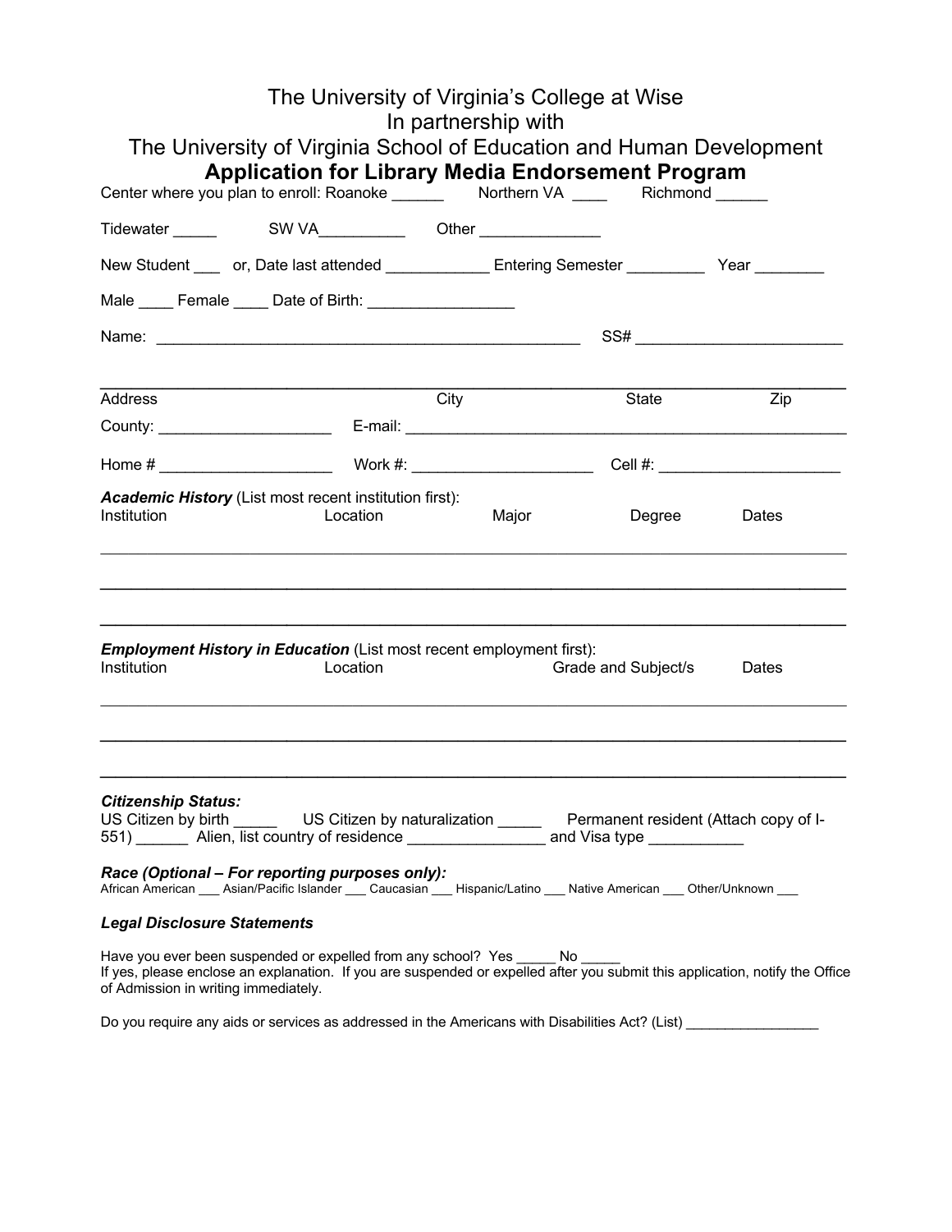# The University of Virginia's College at Wise
# In partnership with
# The University of Virginia School of Education and Human Development

## Application for Library Media Endorsement Program

Center where you plan to enroll: Roanoke ______ Northern VA ____ Richmond ______

Tidewater _____ SW VA__________ Other ______________

New Student ___ or, Date last attended ____________ Entering Semester _________ Year ________

Male ____ Female ____ Date of Birth: _________________

Name: ____________________________________________________ SS# ________________________

______________________________________________________________________________

Address City State Zip

County: ____________________ E-mail: ____________________________________________________

Home # ____________________ Work #: _____________________ Cell #: _____________________

***Academic History*** (List most recent institution first):

Institution Location Major Degree Dates

______________________________________________________________________________

______________________________________________________________________________

______________________________________________________________________________

***Employment History in Education*** (List most recent employment first):

Institution Location Grade and Subject/s Dates

______________________________________________________________________________

______________________________________________________________________________

______________________________________________________________________________

***Citizenship Status:***

US Citizen by birth _____ US Citizen by naturalization _____ Permanent resident (Attach copy of I-551) ______ Alien, list country of residence ________________ and Visa type ___________

***Race (Optional – For reporting purposes only):***

African American ___ Asian/Pacific Islander ___ Caucasian ___ Hispanic/Latino ___ Native American ___ Other/Unknown ___

***Legal Disclosure Statements***

Have you ever been suspended or expelled from any school? Yes _____ No _____
If yes, please enclose an explanation. If you are suspended or expelled after you submit this application, notify the Office of Admission in writing immediately.

Do you require any aids or services as addressed in the Americans with Disabilities Act? (List) _________________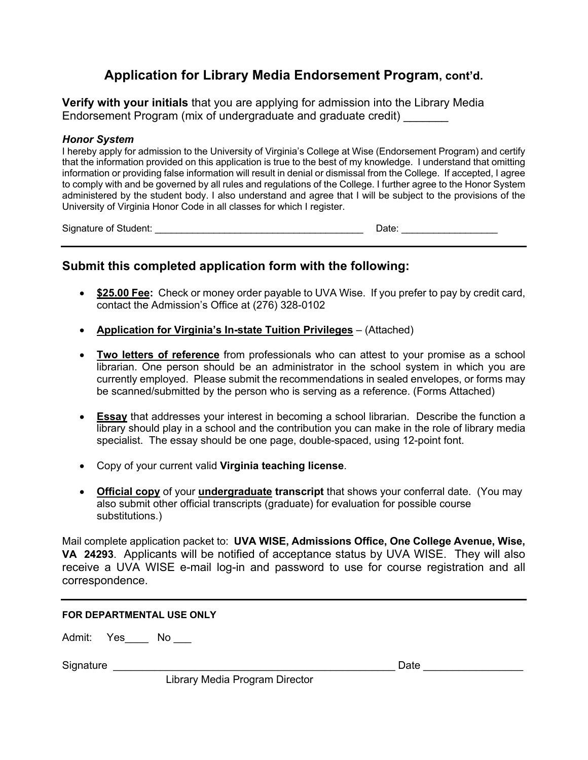## Application for Library Media Endorsement Program, cont'd.

**Verify with your initials** that you are applying for admission into the Library Media Endorsement Program (mix of undergraduate and graduate credit) _______

***Honor System***

I hereby apply for admission to the University of Virginia's College at Wise (Endorsement Program) and certify that the information provided on this application is true to the best of my knowledge. I understand that omitting information or providing false information will result in denial or dismissal from the College. If accepted, I agree to comply with and be governed by all rules and regulations of the College. I further agree to the Honor System administered by the student body. I also understand and agree that I will be subject to the provisions of the University of Virginia Honor Code in all classes for which I register.

Signature of Student: ________________________________________ Date: __________________

---

## Submit this completed application form with the following:

- **$25.00 Fee:** Check or money order payable to UVA Wise. If you prefer to pay by credit card, contact the Admission's Office at (276) 328-0102
- **Application for Virginia's In-state Tuition Privileges** – (Attached)
- **Two letters of reference** from professionals who can attest to your promise as a school librarian. One person should be an administrator in the school system in which you are currently employed. Please submit the recommendations in sealed envelopes, or forms may be scanned/submitted by the person who is serving as a reference. (Forms Attached)
- **Essay** that addresses your interest in becoming a school librarian. Describe the function a library should play in a school and the contribution you can make in the role of library media specialist. The essay should be one page, double-spaced, using 12-point font.
- Copy of your current valid **Virginia teaching license**.
- **Official copy** of your **undergraduate transcript** that shows your conferral date. (You may also submit other official transcripts (graduate) for evaluation for possible course substitutions.)

Mail complete application packet to: **UVA WISE, Admissions Office, One College Avenue, Wise, VA 24293**. Applicants will be notified of acceptance status by UVA WISE. They will also receive a UVA WISE e-mail log-in and password to use for course registration and all correspondence.

---

**FOR DEPARTMENTAL USE ONLY**

Admit: Yes____ No ___

Signature __________________________________________________ Date _________________

Library Media Program Director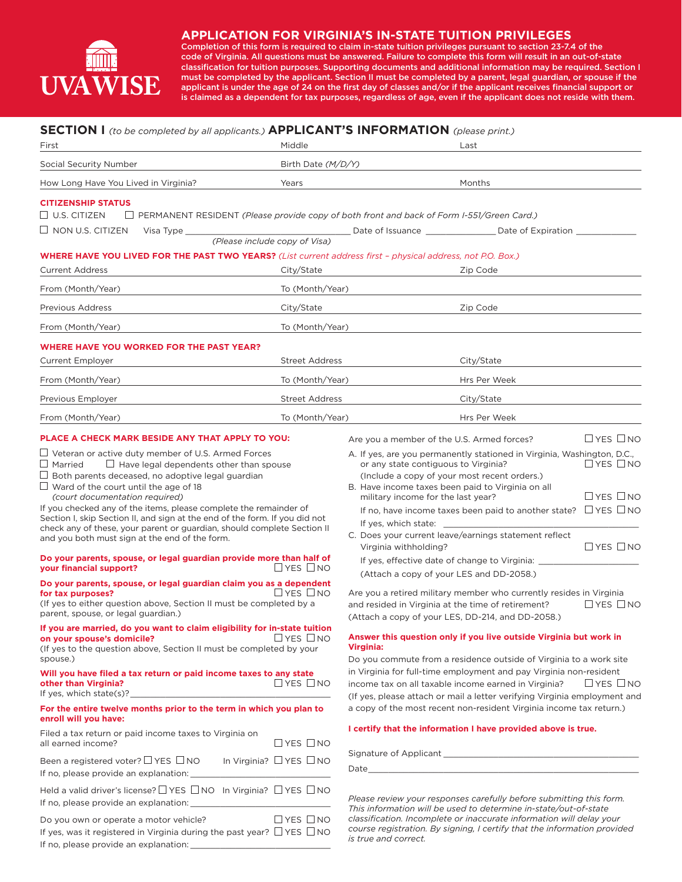UVAWISE

# APPLICATION FOR VIRGINIA'S IN-STATE TUITION PRIVILEGES

**Completion of this form is required to claim in-state tuition privileges pursuant to section 23-7.4 of the code of Virginia. All questions must be answered. Failure to complete this form will result in an out-of-state classification for tuition purposes. Supporting documents and additional information may be required. Section I must be completed by the applicant. Section II must be completed by a parent, legal guardian, or spouse if the applicant is under the age of 24 on the first day of classes and/or if the applicant receives financial support or is claimed as a dependent for tax purposes, regardless of age, even if the applicant does not reside with them.**

## SECTION I *(to be completed by all applicants.)* APPLICANT'S INFORMATION *(please print.)*

First ______ Middle ______ Last ______

Social Security Number ______ Birth Date *(M/D/Y)* ______

How Long Have You Lived in Virginia? ______ Years ______ Months ______

### CITIZENSHIP STATUS

☐ U.S. CITIZEN ☐ PERMANENT RESIDENT *(Please provide copy of both front and back of Form I-551/Green Card.)*

☐ NON U.S. CITIZEN Visa Type ______ Date of Issuance ______ Date of Expiration ______
*(Please include copy of Visa)*

### WHERE HAVE YOU LIVED FOR THE PAST TWO YEARS? *(List current address first – physical address, not P.O. Box.)*

Current Address ______ City/State ______ Zip Code ______

From (Month/Year) ______ To (Month/Year) ______

Previous Address ______ City/State ______ Zip Code ______

From (Month/Year) ______ To (Month/Year) ______

### WHERE HAVE YOU WORKED FOR THE PAST YEAR?

Current Employer ______ Street Address ______ City/State ______

From (Month/Year) ______ To (Month/Year) ______ Hrs Per Week ______

Previous Employer ______ Street Address ______ City/State ______

From (Month/Year) ______ To (Month/Year) ______ Hrs Per Week ______

### PLACE A CHECK MARK BESIDE ANY THAT APPLY TO YOU:

☐ Veteran or active duty member of U.S. Armed Forces
☐ Married ☐ Have legal dependents other than spouse
☐ Both parents deceased, no adoptive legal guardian
☐ Ward of the court until the age of 18
*(court documentation required)*

If you checked any of the items, please complete the remainder of Section I, skip Section II, and sign at the end of the form. If you did not check any of these, your parent or guardian, should complete Section II and you both must sign at the end of the form.

**Do your parents, spouse, or legal guardian provide more than half of your financial support?** ☐ YES ☐ NO

**Do your parents, spouse, or legal guardian claim you as a dependent for tax purposes?** ☐ YES ☐ NO
(If yes to either question above, Section II must be completed by a parent, spouse, or legal guardian.)

**If you are married, do you want to claim eligibility for in-state tuition on your spouse's domicile?** ☐ YES ☐ NO
(If yes to the question above, Section II must be completed by your spouse.)

**Will you have filed a tax return or paid income taxes to any state other than Virginia?** ☐ YES ☐ NO
If yes, which state(s)? ______

**For the entire twelve months prior to the term in which you plan to enroll will you have:**

Filed a tax return or paid income taxes to Virginia on all earned income? ☐ YES ☐ NO

Been a registered voter? ☐ YES ☐ NO In Virginia? ☐ YES ☐ NO
If no, please provide an explanation: ______

Held a valid driver's license? ☐ YES ☐ NO In Virginia? ☐ YES ☐ NO
If no, please provide an explanation: ______

Do you own or operate a motor vehicle? ☐ YES ☐ NO
If yes, was it registered in Virginia during the past year? ☐ YES ☐ NO
If no, please provide an explanation: ______

Are you a member of the U.S. Armed forces? ☐ YES ☐ NO

A. If yes, are you permanently stationed in Virginia, Washington, D.C., or any state contiguous to Virginia? ☐ YES ☐ NO
(Include a copy of your most recent orders.)

B. Have income taxes been paid to Virginia on all military income for the last year? ☐ YES ☐ NO
If no, have income taxes been paid to another state? ☐ YES ☐ NO
If yes, which state: ______

C. Does your current leave/earnings statement reflect Virginia withholding? ☐ YES ☐ NO
If yes, effective date of change to Virginia: ______
(Attach a copy of your LES and DD-2058.)

Are you a retired military member who currently resides in Virginia and resided in Virginia at the time of retirement? ☐ YES ☐ NO
(Attach a copy of your LES, DD-214, and DD-2058.)

**Answer this question only if you live outside Virginia but work in Virginia:**

Do you commute from a residence outside of Virginia to a work site in Virginia for full-time employment and pay Virginia non-resident income tax on all taxable income earned in Virginia? ☐ YES ☐ NO
(If yes, please attach or mail a letter verifying Virginia employment and a copy of the most recent non-resident Virginia income tax return.)

**I certify that the information I have provided above is true.**

Signature of Applicant ______

Date ______

*Please review your responses carefully before submitting this form. This information will be used to determine in-state/out-of-state classification. Incomplete or inaccurate information will delay your course registration. By signing, I certify that the information provided is true and correct.*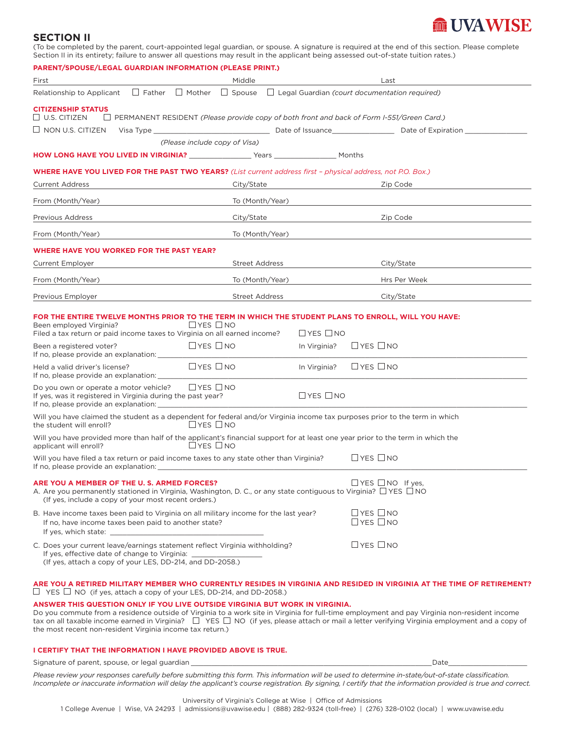## SECTION II

(To be completed by the parent, court-appointed legal guardian, or spouse. A signature is required at the end of this section. Please complete Section II in its entirety; failure to answer all questions may result in the applicant being assessed out-of-state tuition rates.)

**PARENT/SPOUSE/LEGAL GUARDIAN INFORMATION (PLEASE PRINT.)**

First ____________________ Middle ____________________ Last ____________________

Relationship to Applicant ☐ Father ☐ Mother ☐ Spouse ☐ Legal Guardian *(court documentation required)*

**CITIZENSHIP STATUS**

☐ U.S. CITIZEN ☐ PERMANENT RESIDENT *(Please provide copy of both front and back of Form I-551/Green Card.)*

☐ NON U.S. CITIZEN Visa Type ____________________ Date of Issuance______________ Date of Expiration ______________

*(Please include copy of Visa)*

**HOW LONG HAVE YOU LIVED IN VIRGINIA?** ______________ Years ______________ Months

**WHERE HAVE YOU LIVED FOR THE PAST TWO YEARS?** *(List current address first – physical address, not P.O. Box.)*

Current Address ____________________ City/State ____________________ Zip Code ____________________

From (Month/Year) ____________________ To (Month/Year) ____________________

Previous Address ____________________ City/State ____________________ Zip Code ____________________

From (Month/Year) ____________________ To (Month/Year) ____________________

**WHERE HAVE YOU WORKED FOR THE PAST YEAR?**

Current Employer ____________________ Street Address ____________________ City/State ____________________

From (Month/Year) ____________________ To (Month/Year) ____________________ Hrs Per Week ____________________

Previous Employer ____________________ Street Address ____________________ City/State ____________________

**FOR THE ENTIRE TWELVE MONTHS PRIOR TO THE TERM IN WHICH THE STUDENT PLANS TO ENROLL, WILL YOU HAVE:**

Been employed Virginia? ☐ YES ☐ NO

Filed a tax return or paid income taxes to Virginia on all earned income? ☐ YES ☐ NO

Been a registered voter? ☐ YES ☐ NO In Virginia? ☐ YES ☐ NO

If no, please provide an explanation: ________________________________________

Held a valid driver's license? ☐ YES ☐ NO In Virginia? ☐ YES ☐ NO

If no, please provide an explanation: ________________________________________

Do you own or operate a motor vehicle? ☐ YES ☐ NO

If yes, was it registered in Virginia during the past year? ☐ YES ☐ NO

If no, please provide an explanation: ________________________________________

Will you have claimed the student as a dependent for federal and/or Virginia income tax purposes prior to the term in which the student will enroll? ☐ YES ☐ NO

Will you have provided more than half of the applicant's financial support for at least one year prior to the term in which the applicant will enroll? ☐ YES ☐ NO

Will you have filed a tax return or paid income taxes to any state other than Virginia? ☐ YES ☐ NO

If no, please provide an explanation: ________________________________________

**ARE YOU A MEMBER OF THE U. S. ARMED FORCES?** ☐ YES ☐ NO If yes,

A. Are you permanently stationed in Virginia, Washington, D. C., or any state contiguous to Virginia? ☐ YES ☐ NO
   (If yes, include a copy of your most recent orders.)

B. Have income taxes been paid to Virginia on all military income for the last year? ☐ YES ☐ NO
   If no, have income taxes been paid to another state? ☐ YES ☐ NO
   If yes, which state: ______________________________

C. Does your current leave/earnings statement reflect Virginia withholding? ☐ YES ☐ NO
   If yes, effective date of change to Virginia: ______________
   (If yes, attach a copy of your LES, DD-214, and DD-2058.)

**ARE YOU A RETIRED MILITARY MEMBER WHO CURRENTLY RESIDES IN VIRGINIA AND RESIDED IN VIRGINIA AT THE TIME OF RETIREMENT?**

☐ YES ☐ NO (if yes, attach a copy of your LES, DD-214, and DD-2058.)

**ANSWER THIS QUESTION ONLY IF YOU LIVE OUTSIDE VIRGINIA BUT WORK IN VIRGINIA.**

Do you commute from a residence outside of Virginia to a work site in Virginia for full-time employment and pay Virginia non-resident income tax on all taxable income earned in Virginia? ☐ YES ☐ NO (if yes, please attach or mail a letter verifying Virginia employment and a copy of the most recent non-resident Virginia income tax return.)

**I CERTIFY THAT THE INFORMATION I HAVE PROVIDED ABOVE IS TRUE.**

Signature of parent, spouse, or legal guardian ________________________________________ Date__________________

*Please review your responses carefully before submitting this form. This information will be used to determine in-state/out-of-state classification. Incomplete or inaccurate information will delay the applicant's course registration. By signing, I certify that the information provided is true and correct.*

University of Virginia's College at Wise | Office of Admissions
1 College Avenue | Wise, VA 24293 | admissions@uvawise.edu | (888) 282-9324 (toll-free) | (276) 328-0102 (local) | www.uvawise.edu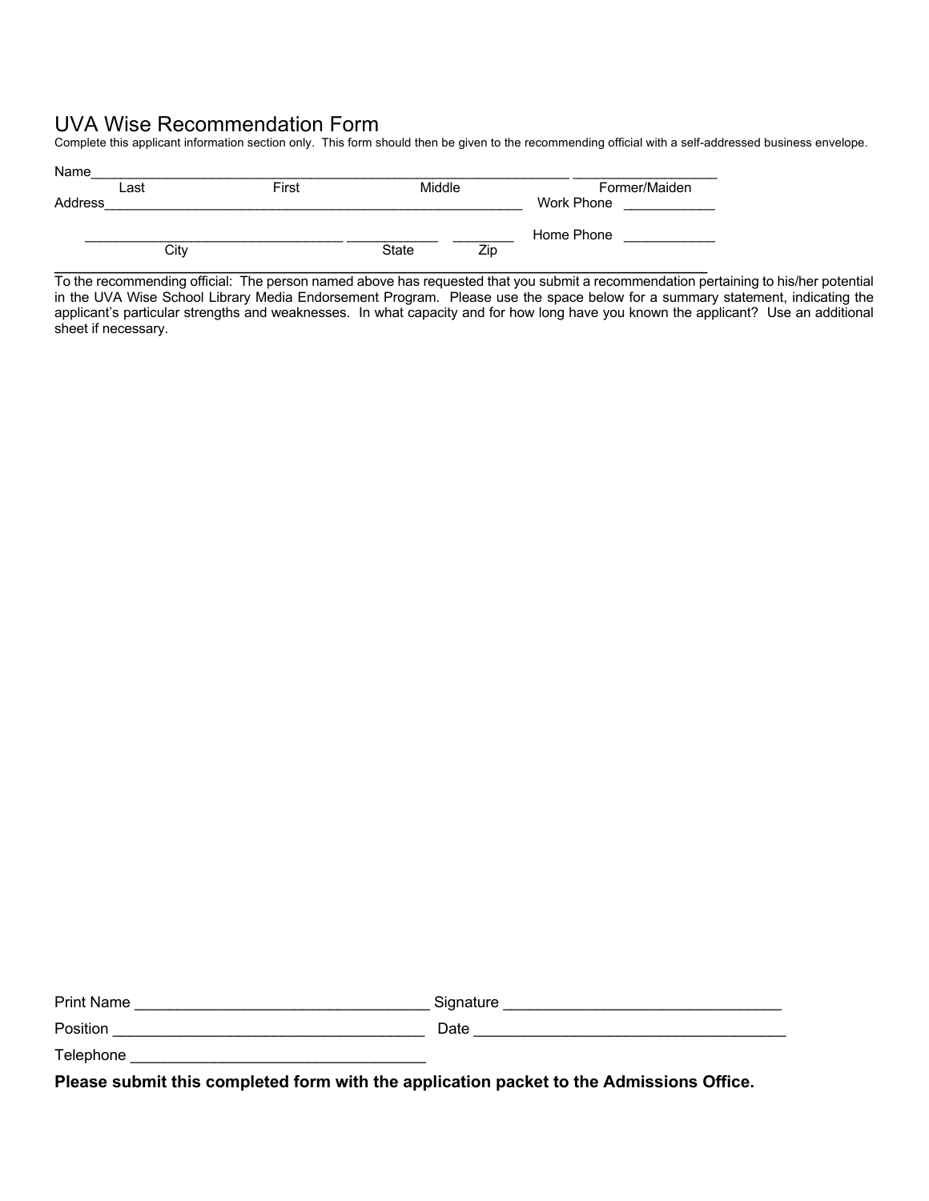# UVA Wise Recommendation Form

Complete this applicant information section only. This form should then be given to the recommending official with a self-addressed business envelope.

Name_______________________________________________________________ __________________
Last First Middle Former/Maiden

Address_________________________________________________________ Work Phone ___________

_________________________________ ____________ ________ Home Phone ___________
City State Zip

---

To the recommending official: The person named above has requested that you submit a recommendation pertaining to his/her potential in the UVA Wise School Library Media Endorsement Program. Please use the space below for a summary statement, indicating the applicant's particular strengths and weaknesses. In what capacity and for how long have you known the applicant? Use an additional sheet if necessary.

Print Name __________________________________ Signature ________________________________

Position ____________________________________ Date _____________________________________

Telephone __________________________________

**Please submit this completed form with the application packet to the Admissions Office.**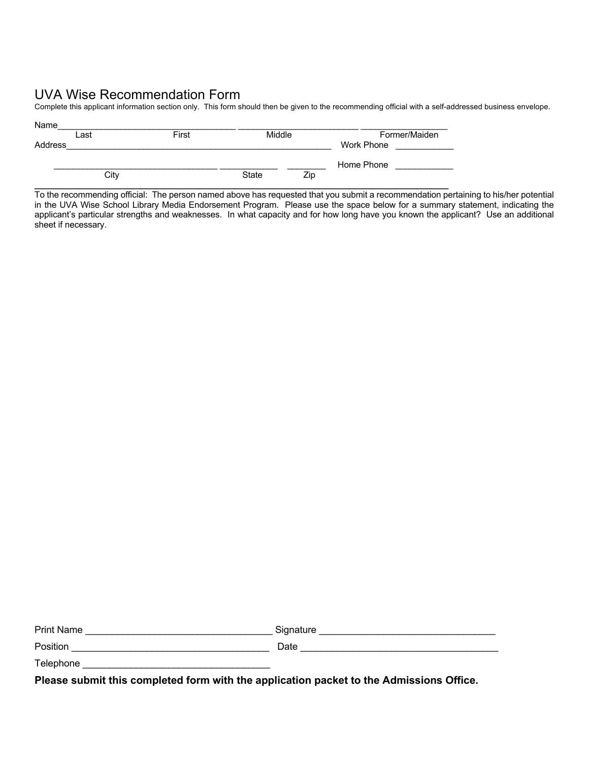# UVA Wise Recommendation Form

Complete this applicant information section only. This form should then be given to the recommending official with a self-addressed business envelope.

Name_____________________________________ _________________________ __________________
Last First Middle Former/Maiden

Address_______________________________________________________ Work Phone ____________

____________________________________ ____________ ________ Home Phone ____________
City State Zip

To the recommending official: The person named above has requested that you submit a recommendation pertaining to his/her potential in the UVA Wise School Library Media Endorsement Program. Please use the space below for a summary statement, indicating the applicant's particular strengths and weaknesses. In what capacity and for how long have you known the applicant? Use an additional sheet if necessary.

Print Name ___________________________________ Signature _________________________________

Position _____________________________________ Date ______________________________________

Telephone ___________________________________

**Please submit this completed form with the application packet to the Admissions Office.**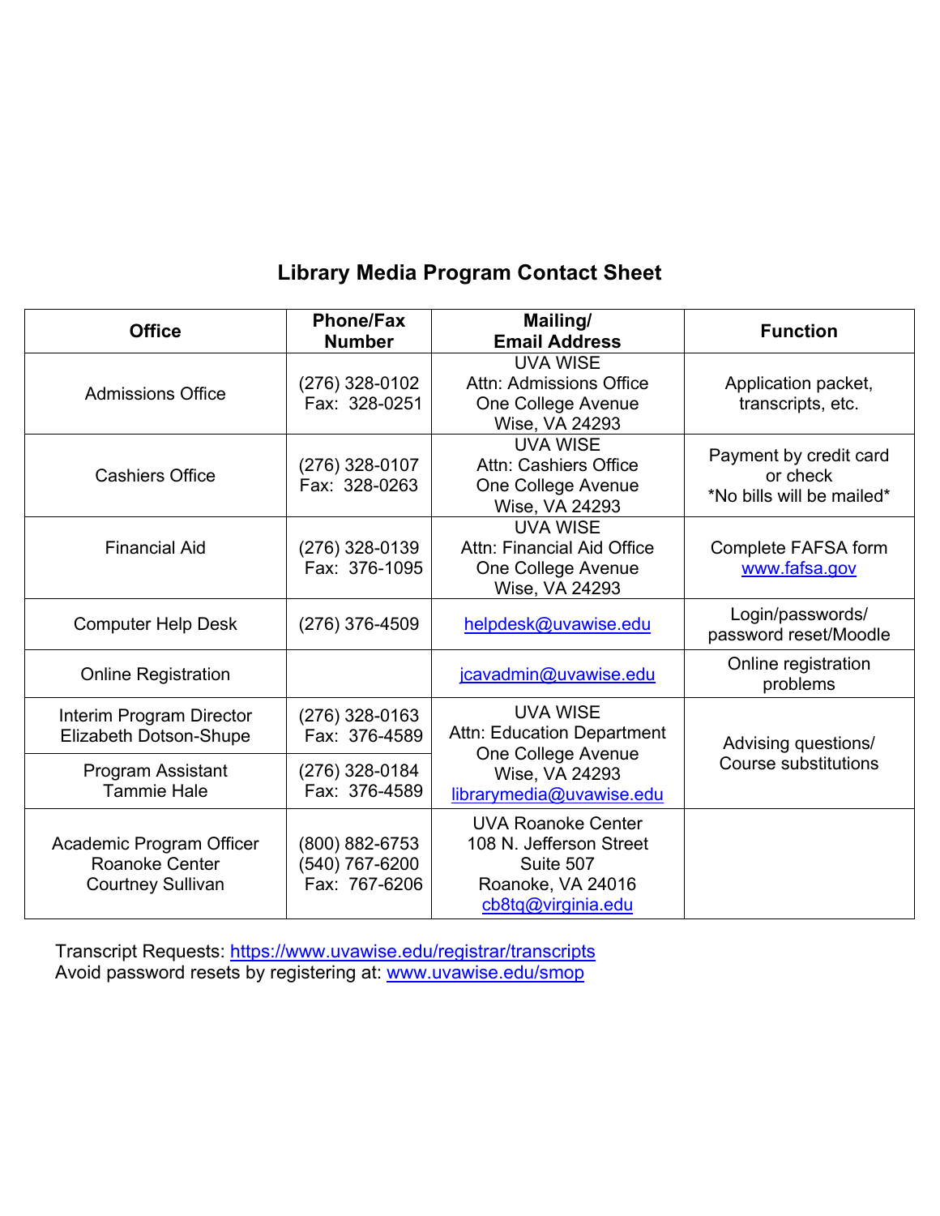# Library Media Program Contact Sheet

| Office | Phone/Fax Number | Mailing/ Email Address | Function |
|---|---|---|---|
| Admissions Office | (276) 328-0102<br>Fax: 328-0251 | UVA WISE<br>Attn: Admissions Office<br>One College Avenue<br>Wise, VA 24293 | Application packet, transcripts, etc. |
| Cashiers Office | (276) 328-0107<br>Fax: 328-0263 | UVA WISE<br>Attn: Cashiers Office<br>One College Avenue<br>Wise, VA 24293 | Payment by credit card or check<br>*No bills will be mailed* |
| Financial Aid | (276) 328-0139<br>Fax: 376-1095 | UVA WISE<br>Attn: Financial Aid Office<br>One College Avenue<br>Wise, VA 24293 | Complete FAFSA form<br>www.fafsa.gov |
| Computer Help Desk | (276) 376-4509 | helpdesk@uvawise.edu | Login/passwords/ password reset/Moodle |
| Online Registration | | jcavadmin@uvawise.edu | Online registration problems |
| Interim Program Director<br>Elizabeth Dotson-Shupe | (276) 328-0163<br>Fax: 376-4589 | UVA WISE<br>Attn: Education Department<br>One College Avenue<br>Wise, VA 24293<br>librarymedia@uvawise.edu | Advising questions/ Course substitutions |
| Program Assistant<br>Tammie Hale | (276) 328-0184<br>Fax: 376-4589 | | |
| Academic Program Officer<br>Roanoke Center<br>Courtney Sullivan | (800) 882-6753<br>(540) 767-6200<br>Fax: 767-6206 | UVA Roanoke Center<br>108 N. Jefferson Street<br>Suite 507<br>Roanoke, VA 24016<br>cb8tq@virginia.edu | |

Transcript Requests: https://www.uvawise.edu/registrar/transcripts
Avoid password resets by registering at: www.uvawise.edu/smop